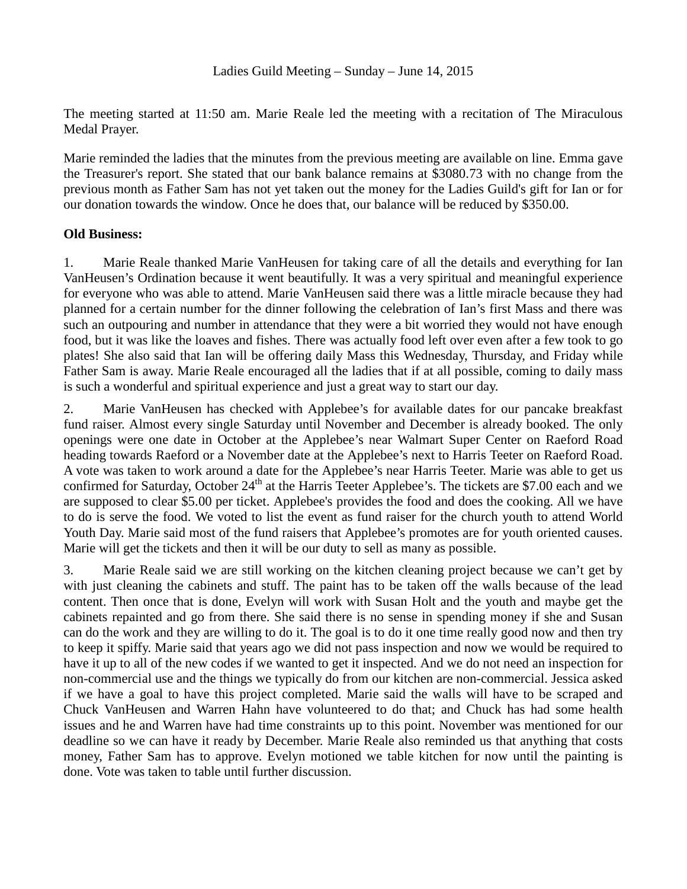Ladies Guild Meeting – Sunday – June 14, 2015

The meeting started at 11:50 am. Marie Reale led the meeting with a recitation of The Miraculous Medal Prayer.

Marie reminded the ladies that the minutes from the previous meeting are available on line. Emma gave the Treasurer's report. She stated that our bank balance remains at $3080.73 with no change from the previous month as Father Sam has not yet taken out the money for the Ladies Guild's gift for Ian or for our donation towards the window. Once he does that, our balance will be reduced by $350.00.

**Old Business:**

1. Marie Reale thanked Marie VanHeusen for taking care of all the details and everything for Ian VanHeusen's Ordination because it went beautifully. It was a very spiritual and meaningful experience for everyone who was able to attend. Marie VanHeusen said there was a little miracle because they had planned for a certain number for the dinner following the celebration of Ian's first Mass and there was such an outpouring and number in attendance that they were a bit worried they would not have enough food, but it was like the loaves and fishes. There was actually food left over even after a few took to go plates! She also said that Ian will be offering daily Mass this Wednesday, Thursday, and Friday while Father Sam is away. Marie Reale encouraged all the ladies that if at all possible, coming to daily mass is such a wonderful and spiritual experience and just a great way to start our day.

2. Marie VanHeusen has checked with Applebee's for available dates for our pancake breakfast fund raiser. Almost every single Saturday until November and December is already booked. The only openings were one date in October at the Applebee's near Walmart Super Center on Raeford Road heading towards Raeford or a November date at the Applebee's next to Harris Teeter on Raeford Road. A vote was taken to work around a date for the Applebee's near Harris Teeter. Marie was able to get us confirmed for Saturday, October 24th at the Harris Teeter Applebee's. The tickets are $7.00 each and we are supposed to clear $5.00 per ticket. Applebee's provides the food and does the cooking. All we have to do is serve the food. We voted to list the event as fund raiser for the church youth to attend World Youth Day. Marie said most of the fund raisers that Applebee's promotes are for youth oriented causes. Marie will get the tickets and then it will be our duty to sell as many as possible.

3. Marie Reale said we are still working on the kitchen cleaning project because we can't get by with just cleaning the cabinets and stuff. The paint has to be taken off the walls because of the lead content. Then once that is done, Evelyn will work with Susan Holt and the youth and maybe get the cabinets repainted and go from there. She said there is no sense in spending money if she and Susan can do the work and they are willing to do it. The goal is to do it one time really good now and then try to keep it spiffy. Marie said that years ago we did not pass inspection and now we would be required to have it up to all of the new codes if we wanted to get it inspected. And we do not need an inspection for non-commercial use and the things we typically do from our kitchen are non-commercial. Jessica asked if we have a goal to have this project completed. Marie said the walls will have to be scraped and Chuck VanHeusen and Warren Hahn have volunteered to do that; and Chuck has had some health issues and he and Warren have had time constraints up to this point. November was mentioned for our deadline so we can have it ready by December. Marie Reale also reminded us that anything that costs money, Father Sam has to approve. Evelyn motioned we table kitchen for now until the painting is done. Vote was taken to table until further discussion.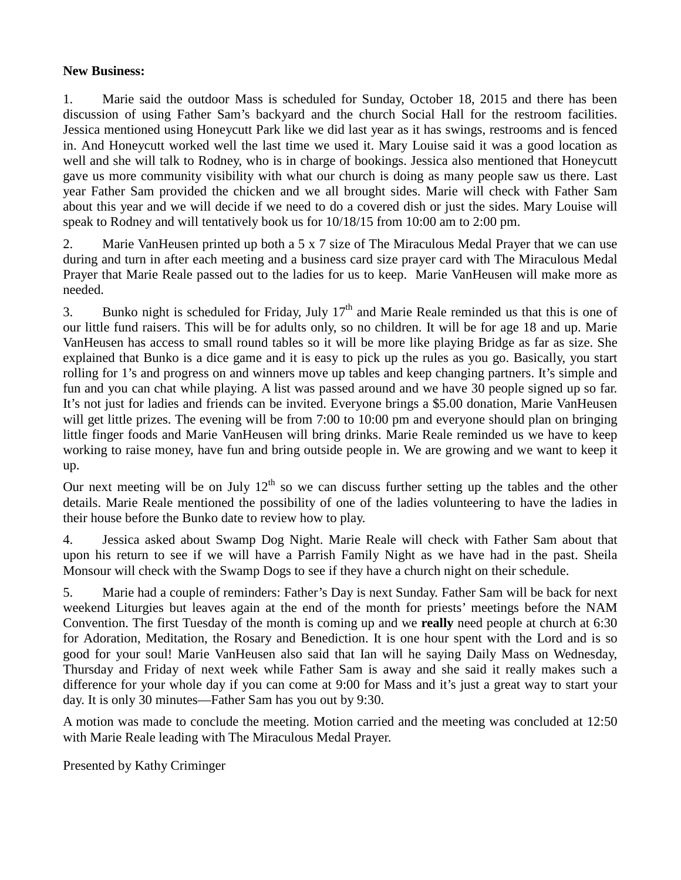**New Business:**

1. Marie said the outdoor Mass is scheduled for Sunday, October 18, 2015 and there has been discussion of using Father Sam's backyard and the church Social Hall for the restroom facilities. Jessica mentioned using Honeycutt Park like we did last year as it has swings, restrooms and is fenced in. And Honeycutt worked well the last time we used it. Mary Louise said it was a good location as well and she will talk to Rodney, who is in charge of bookings. Jessica also mentioned that Honeycutt gave us more community visibility with what our church is doing as many people saw us there. Last year Father Sam provided the chicken and we all brought sides. Marie will check with Father Sam about this year and we will decide if we need to do a covered dish or just the sides. Mary Louise will speak to Rodney and will tentatively book us for 10/18/15 from 10:00 am to 2:00 pm.

2. Marie VanHeusen printed up both a 5 x 7 size of The Miraculous Medal Prayer that we can use during and turn in after each meeting and a business card size prayer card with The Miraculous Medal Prayer that Marie Reale passed out to the ladies for us to keep. Marie VanHeusen will make more as needed.

3. Bunko night is scheduled for Friday, July 17th and Marie Reale reminded us that this is one of our little fund raisers. This will be for adults only, so no children. It will be for age 18 and up. Marie VanHeusen has access to small round tables so it will be more like playing Bridge as far as size. She explained that Bunko is a dice game and it is easy to pick up the rules as you go. Basically, you start rolling for 1's and progress on and winners move up tables and keep changing partners. It's simple and fun and you can chat while playing. A list was passed around and we have 30 people signed up so far. It's not just for ladies and friends can be invited. Everyone brings a $5.00 donation, Marie VanHeusen will get little prizes. The evening will be from 7:00 to 10:00 pm and everyone should plan on bringing little finger foods and Marie VanHeusen will bring drinks. Marie Reale reminded us we have to keep working to raise money, have fun and bring outside people in. We are growing and we want to keep it up.

Our next meeting will be on July 12th so we can discuss further setting up the tables and the other details. Marie Reale mentioned the possibility of one of the ladies volunteering to have the ladies in their house before the Bunko date to review how to play.

4. Jessica asked about Swamp Dog Night. Marie Reale will check with Father Sam about that upon his return to see if we will have a Parrish Family Night as we have had in the past. Sheila Monsour will check with the Swamp Dogs to see if they have a church night on their schedule.

5. Marie had a couple of reminders: Father's Day is next Sunday. Father Sam will be back for next weekend Liturgies but leaves again at the end of the month for priests' meetings before the NAM Convention. The first Tuesday of the month is coming up and we **really** need people at church at 6:30 for Adoration, Meditation, the Rosary and Benediction. It is one hour spent with the Lord and is so good for your soul! Marie VanHeusen also said that Ian will he saying Daily Mass on Wednesday, Thursday and Friday of next week while Father Sam is away and she said it really makes such a difference for your whole day if you can come at 9:00 for Mass and it's just a great way to start your day. It is only 30 minutes—Father Sam has you out by 9:30.

A motion was made to conclude the meeting. Motion carried and the meeting was concluded at 12:50 with Marie Reale leading with The Miraculous Medal Prayer.

Presented by Kathy Criminger